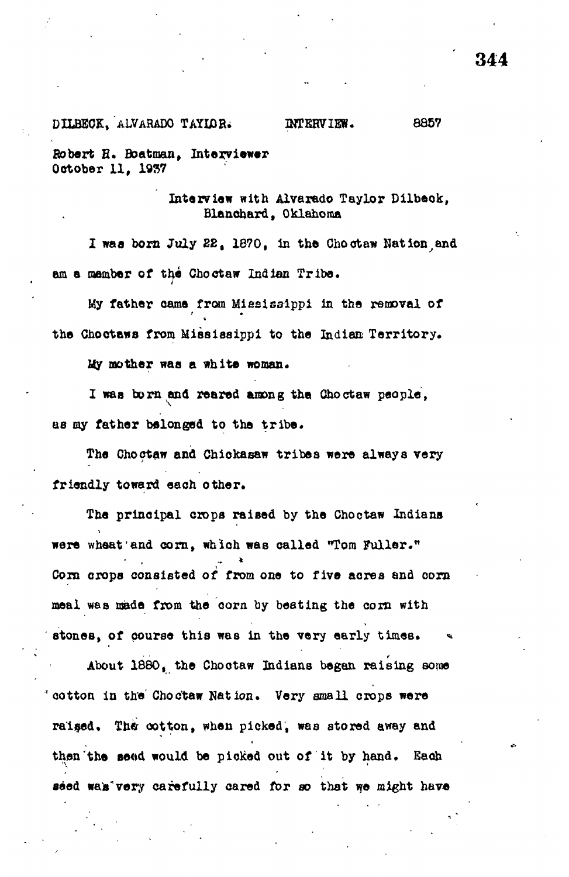DILBECK, ALVARADO TAYLOR. INTERVIEW. 8857

Robert H. Boatman, Interviewer
October 11, 1937

Interview with Alvarado Taylor Dilbeck,
Blanchard, Oklahoma

I was born July 22, 1870, in the Choctaw Nation, and am a member of the Choctaw Indian Tribe.

My father came from Mississippi in the removal of the Choctaws from Mississippi to the Indian Territory.

My mother was a white woman.

I was born and reared among the Choctaw people, as my father belonged to the tribe.

The Choctaw and Chickasaw tribes were always very friendly toward each other.

The principal crops raised by the Choctaw Indians were wheat and corn, which was called "Tom Fuller." Corn crops consisted of from one to five acres and corn meal was made from the corn by beating the corn with stones, of course this was in the very early times.

About 1880, the Choctaw Indians began raising some cotton in the Choctaw Nation. Very small crops were raised. The cotton, when picked, was stored away and then the seed would be picked out of it by hand. Each seed was very carefully cared for so that we might have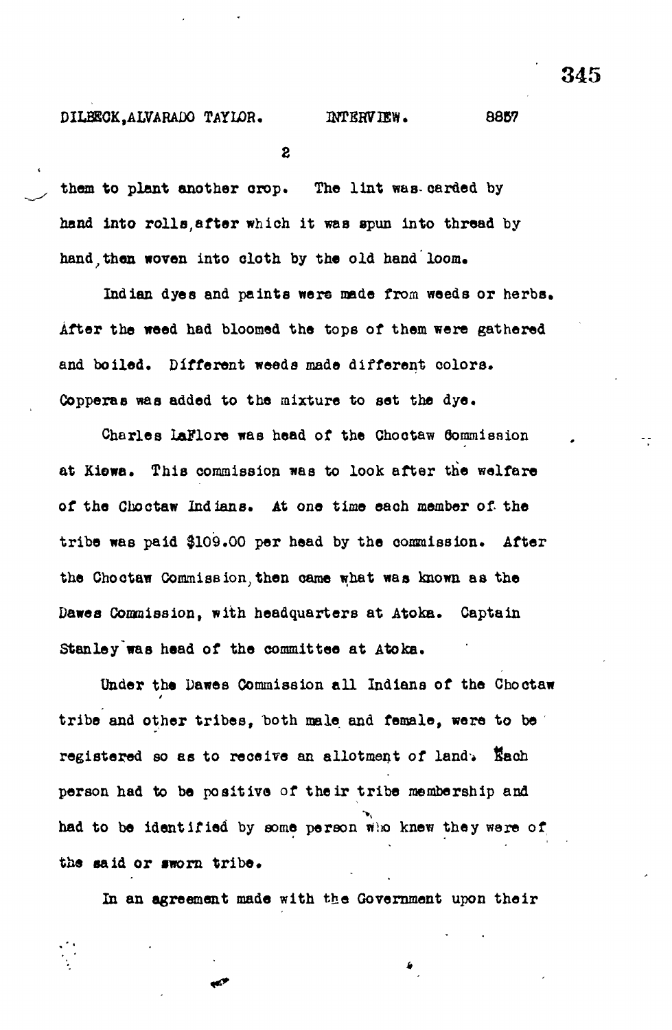them to plant another crop. The lint was carded by hand into rolls, after which it was spun into thread by hand, then woven into cloth by the old hand loom.

Indian dyes and paints were made from weeds or herbs. After the weed had bloomed the tops of them were gathered and boiled. Different weeds made different colors. Copperas was added to the mixture to set the dye.

Charles LaFlore was head of the Choctaw Commission at Kiowa. This commission was to look after the welfare of the Choctaw Indians. At one time each member of the tribe was paid $109.00 per head by the commission. After the Choctaw Commission, then came what was known as the Dawes Commission, with headquarters at Atoka. Captain Stanley was head of the committee at Atoka.

Under the Dawes Commission all Indians of the Choctaw tribe and other tribes, both male and female, were to be registered so as to receive an allotment of land. Each person had to be positive of their tribe membership and had to be identified by some person who knew they were of the said or sworn tribe.

In an agreement made with the Government upon their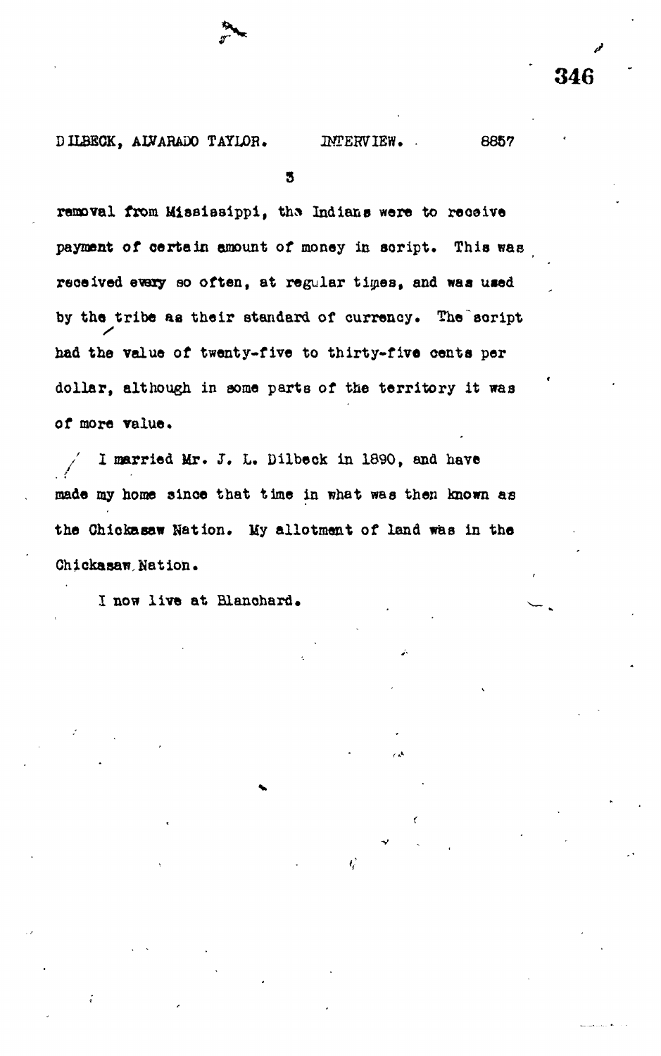removal from Mississippi, the Indians were to receive payment of certain amount of money in script. This was received every so often, at regular times, and was used by the tribe as their standard of currency. The script had the value of twenty-five to thirty-five cents per dollar, although in some parts of the territory it was of more value.

I married Mr. J. L. Dilbeck in 1890, and have made my home since that time in what was then known as the Chickasaw Nation. My allotment of land was in the Chickasaw Nation.

I now live at Blanchard.